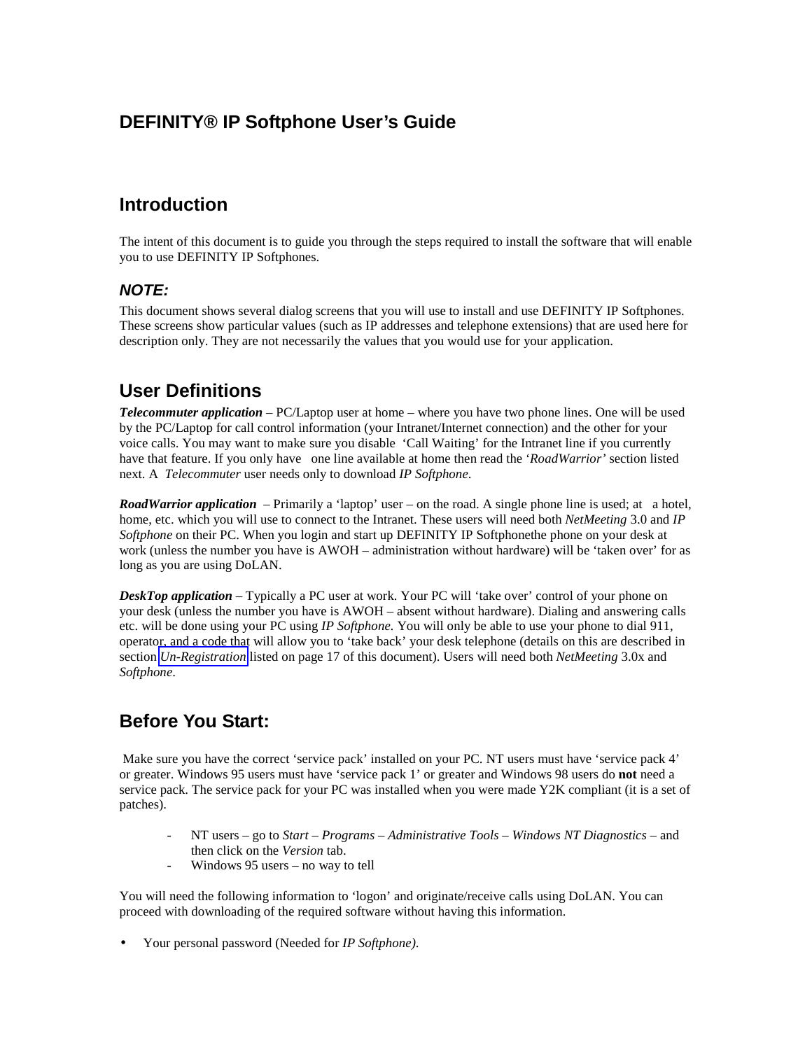# DEFINITY® IP Softphone User's Guide

## Introduction

The intent of this document is to guide you through the steps required to install the software that will enable you to use DEFINITY IP Softphones.

### *NOTE:*

This document shows several dialog screens that you will use to install and use DEFINITY IP Softphones. These screens show particular values (such as IP addresses and telephone extensions) that are used here for description only. They are not necessarily the values that you would use for your application.

## User Definitions

***Telecommuter application*** – PC/Laptop user at home – where you have two phone lines. One will be used by the PC/Laptop for call control information (your Intranet/Internet connection) and the other for your voice calls. You may want to make sure you disable 'Call Waiting' for the Intranet line if you currently have that feature. If you only have one line available at home then read the '*RoadWarrior'* section listed next. A *Telecommuter* user needs only to download *IP Softphone*.

***RoadWarrior application*** – Primarily a 'laptop' user – on the road. A single phone line is used; at a hotel, home, etc. which you will use to connect to the Intranet. These users will need both *NetMeeting* 3.0 and *IP Softphone* on their PC. When you login and start up DEFINITY IP Softphonethe phone on your desk at work (unless the number you have is AWOH – administration without hardware) will be 'taken over' for as long as you are using DoLAN.

***DeskTop application*** – Typically a PC user at work. Your PC will 'take over' control of your phone on your desk (unless the number you have is AWOH – absent without hardware). Dialing and answering calls etc. will be done using your PC using *IP Softphone.* You will only be able to use your phone to dial 911, operator, and a code that will allow you to 'take back' your desk telephone (details on this are described in section *Un-Registration* listed on page 17 of this document). Users will need both *NetMeeting* 3.0x and *Softphone*.

## Before You Start:

Make sure you have the correct 'service pack' installed on your PC. NT users must have 'service pack 4' or greater. Windows 95 users must have 'service pack 1' or greater and Windows 98 users do **not** need a service pack. The service pack for your PC was installed when you were made Y2K compliant (it is a set of patches).

- NT users – go to *Start – Programs – Administrative Tools – Windows NT Diagnostics* – and then click on the *Version* tab.
- Windows 95 users – no way to tell

You will need the following information to 'logon' and originate/receive calls using DoLAN. You can proceed with downloading of the required software without having this information.

- Your personal password (Needed for *IP Softphone).*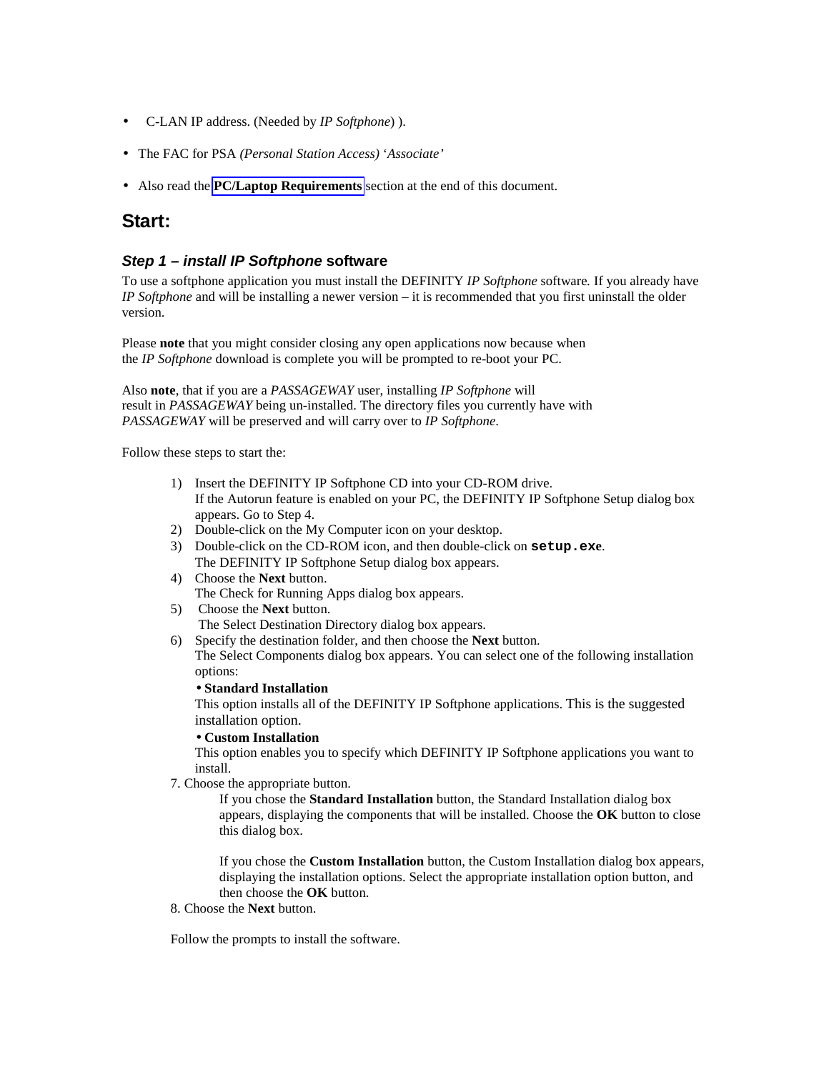- C-LAN IP address. (Needed by *IP Softphone*) ).
- The FAC for PSA *(Personal Station Access)* '*Associate'*
- Also read the **PC/Laptop Requirements** section at the end of this document.

## Start:

### *Step 1 – install IP Softphone* software

To use a softphone application you must install the DEFINITY *IP Softphone* software*.* If you already have *IP Softphone* and will be installing a newer version – it is recommended that you first uninstall the older version.

Please **note** that you might consider closing any open applications now because when the *IP Softphone* download is complete you will be prompted to re-boot your PC.

Also **note**, that if you are a *PASSAGEWAY* user, installing *IP Softphone* will result in *PASSAGEWAY* being un-installed. The directory files you currently have with *PASSAGEWAY* will be preserved and will carry over to *IP Softphone*.

Follow these steps to start the:

1) Insert the DEFINITY IP Softphone CD into your CD-ROM drive.
   If the Autorun feature is enabled on your PC, the DEFINITY IP Softphone Setup dialog box appears. Go to Step 4.
2) Double-click on the My Computer icon on your desktop.
3) Double-click on the CD-ROM icon, and then double-click on **`setup.exe`**.
   The DEFINITY IP Softphone Setup dialog box appears.
4) Choose the **Next** button.
   The Check for Running Apps dialog box appears.
5) Choose the **Next** button.
   The Select Destination Directory dialog box appears.
6) Specify the destination folder, and then choose the **Next** button.
   The Select Components dialog box appears. You can select one of the following installation options:
   - **Standard Installation**
     This option installs all of the DEFINITY IP Softphone applications. This is the suggested installation option.
   - **Custom Installation**
     This option enables you to specify which DEFINITY IP Softphone applications you want to install.
7. Choose the appropriate button.
   If you chose the **Standard Installation** button, the Standard Installation dialog box appears, displaying the components that will be installed. Choose the **OK** button to close this dialog box.

   If you chose the **Custom Installation** button, the Custom Installation dialog box appears, displaying the installation options. Select the appropriate installation option button, and then choose the **OK** button.
8. Choose the **Next** button.

Follow the prompts to install the software.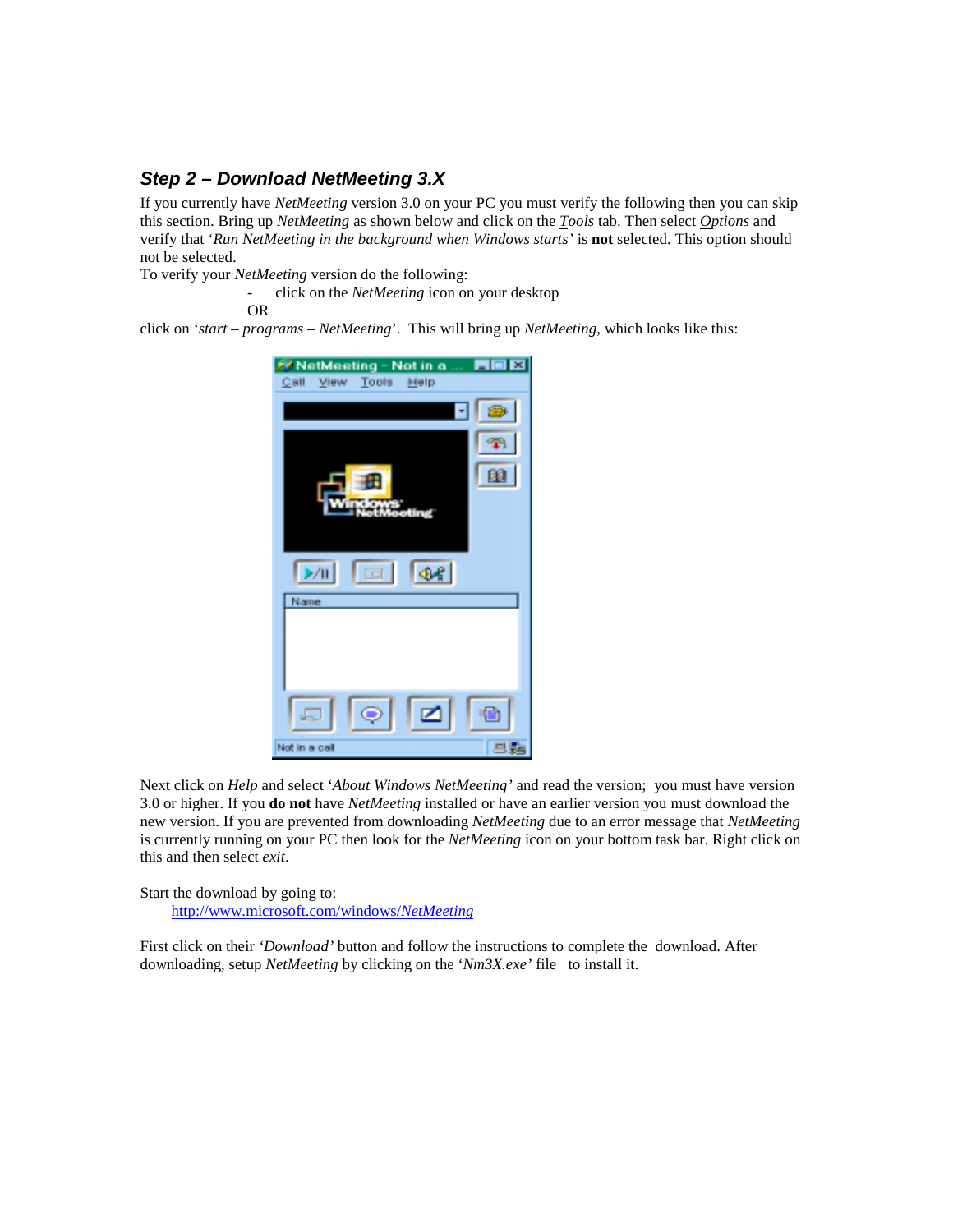### *Step 2 – Download NetMeeting 3.X*

If you currently have *NetMeeting* version 3.0 on your PC you must verify the following then you can skip this section. Bring up *NetMeeting* as shown below and click on the *Tools* tab. Then select *Options* and verify that '*Run NetMeeting in the background when Windows starts'* is **not** selected. This option should not be selected.

To verify your *NetMeeting* version do the following:

- click on the *NetMeeting* icon on your desktop

OR

click on '*start – programs – NetMeeting*'. This will bring up *NetMeeting*, which looks like this:

Next click on *Help* and select '*About Windows NetMeeting'* and read the version; you must have version 3.0 or higher. If you **do not** have *NetMeeting* installed or have an earlier version you must download the new version. If you are prevented from downloading *NetMeeting* due to an error message that *NetMeeting* is currently running on your PC then look for the *NetMeeting* icon on your bottom task bar. Right click on this and then select *exit*.

Start the download by going to:

http://www.microsoft.com/windows/*NetMeeting*

First click on their *'Download'* button and follow the instructions to complete the download. After downloading, setup *NetMeeting* by clicking on the '*Nm3X.exe*' file to install it.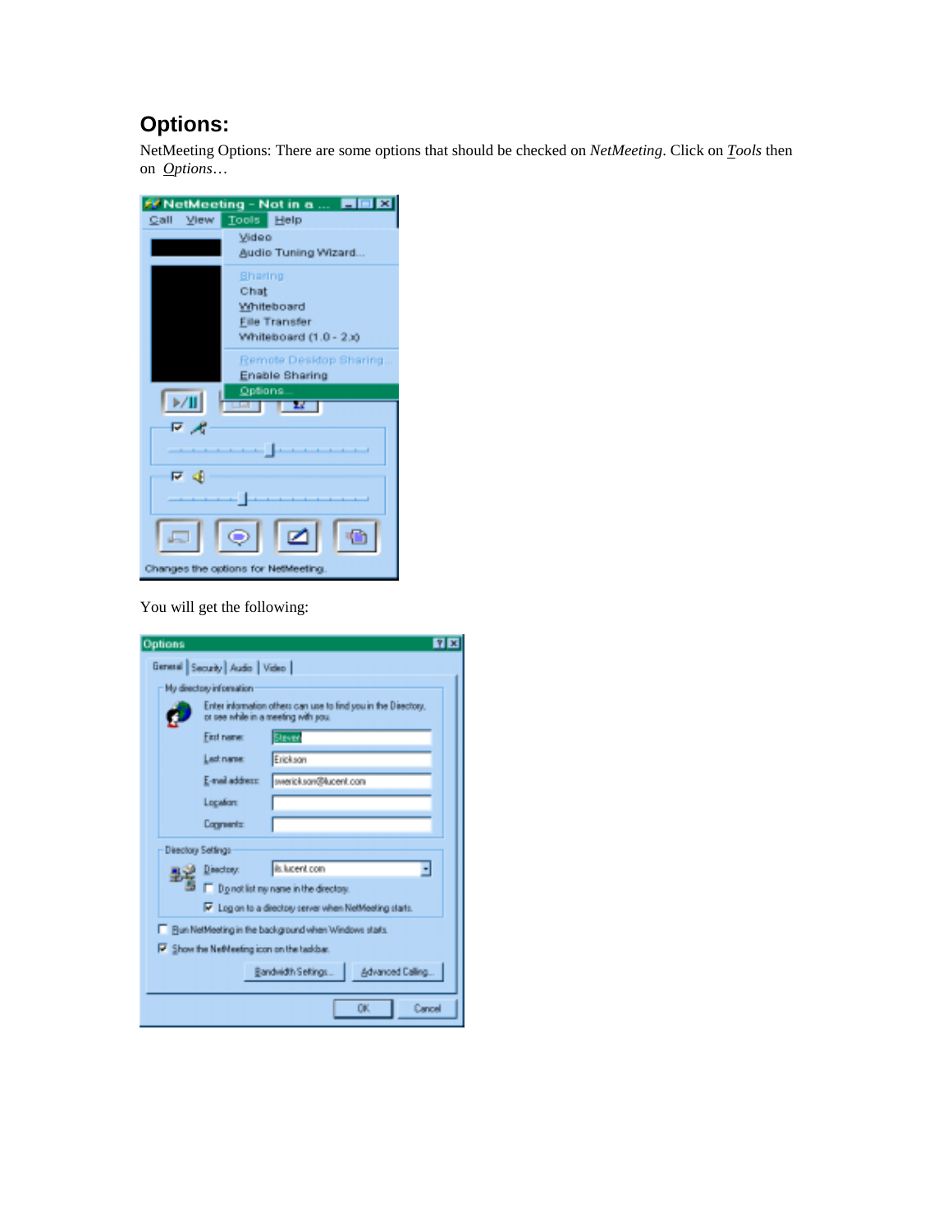## Options:

NetMeeting Options: There are some options that should be checked on *NetMeeting*. Click on *Tools* then on *Options*…

You will get the following: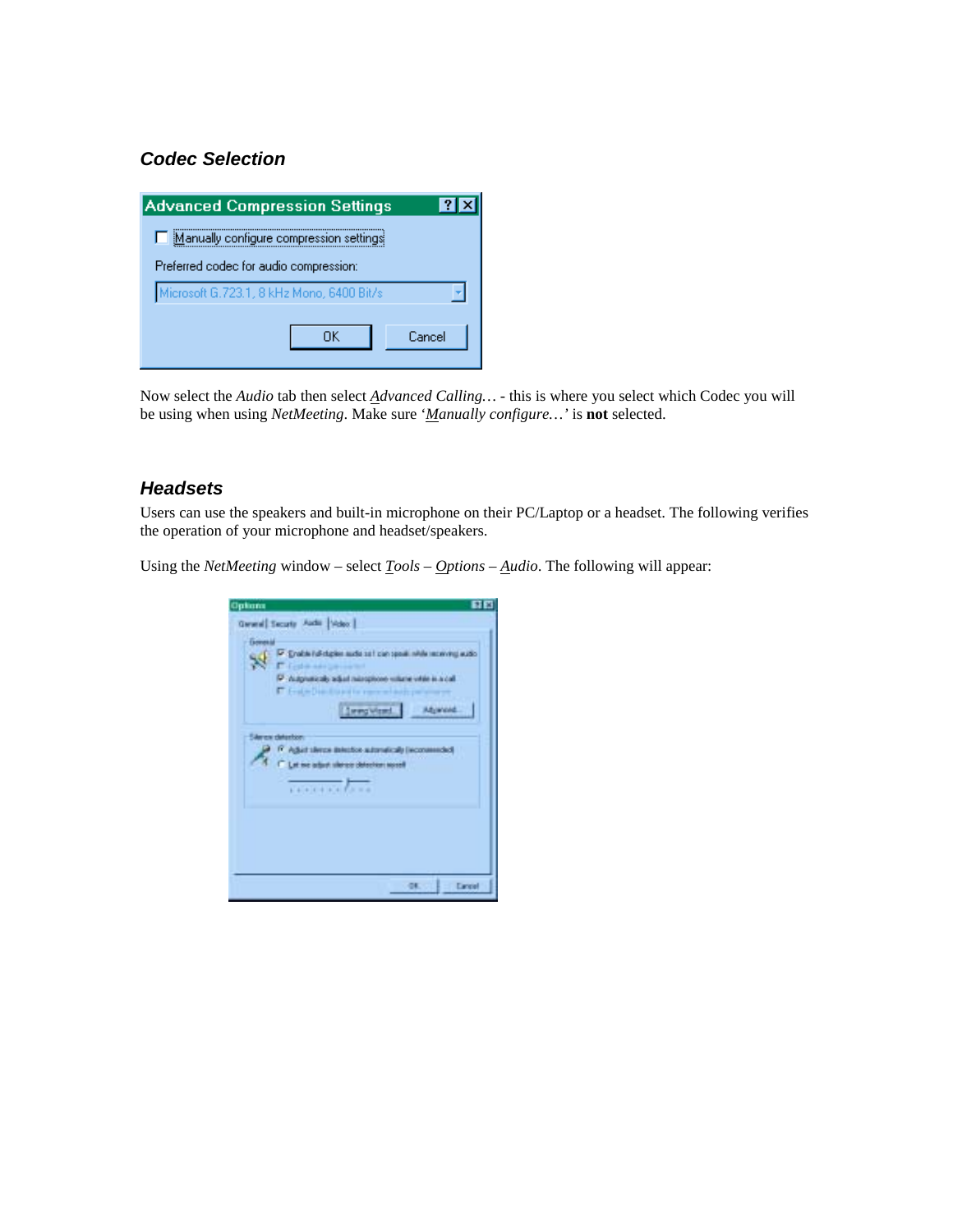### *Codec Selection*

Now select the *Audio* tab then select *Advanced Calling…* - this is where you select which Codec you will be using when using *NetMeeting*. Make sure '*Manually configure…*' is **not** selected.

### *Headsets*

Users can use the speakers and built-in microphone on their PC/Laptop or a headset. The following verifies the operation of your microphone and headset/speakers.

Using the *NetMeeting* window – select *Tools* – *Options* – *Audio*. The following will appear: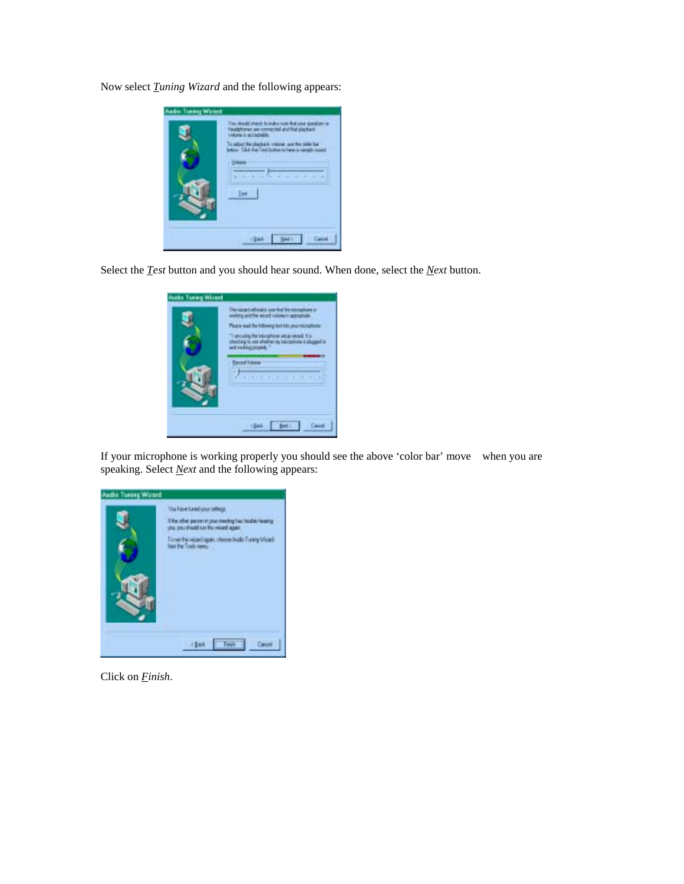Now select *Tuning Wizard* and the following appears:

Select the *Test* button and you should hear sound. When done, select the *Next* button.

If your microphone is working properly you should see the above 'color bar' move when you are speaking. Select *Next* and the following appears:

Click on *Finish*.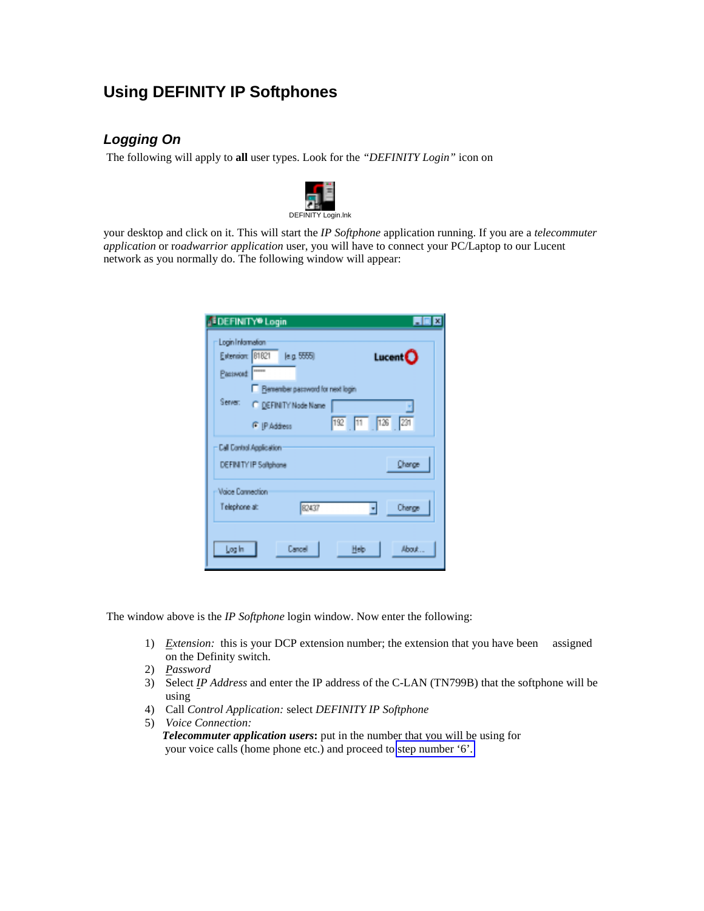# Using DEFINITY IP Softphones

## *Logging On*

The following will apply to **all** user types. Look for the *"DEFINITY Login"* icon on

DEFINITY Login.lnk

your desktop and click on it. This will start the *IP Softphone* application running. If you are a *telecommuter application* or r*oadwarrior application* user, you will have to connect your PC/Laptop to our Lucent network as you normally do. The following window will appear:

The window above is the *IP Softphone* login window. Now enter the following:

1) *Extension:* this is your DCP extension number; the extension that you have been assigned on the Definity switch.
2) *Password*
3) Select *IP Address* and enter the IP address of the C-LAN (TN799B) that the softphone will be using
4) Call *Control Application:* select *DEFINITY IP Softphone*
5) *Voice Connection:*
   ***Telecommuter application users*****:** put in the number that you will be using for your voice calls (home phone etc.) and proceed to step number '6'.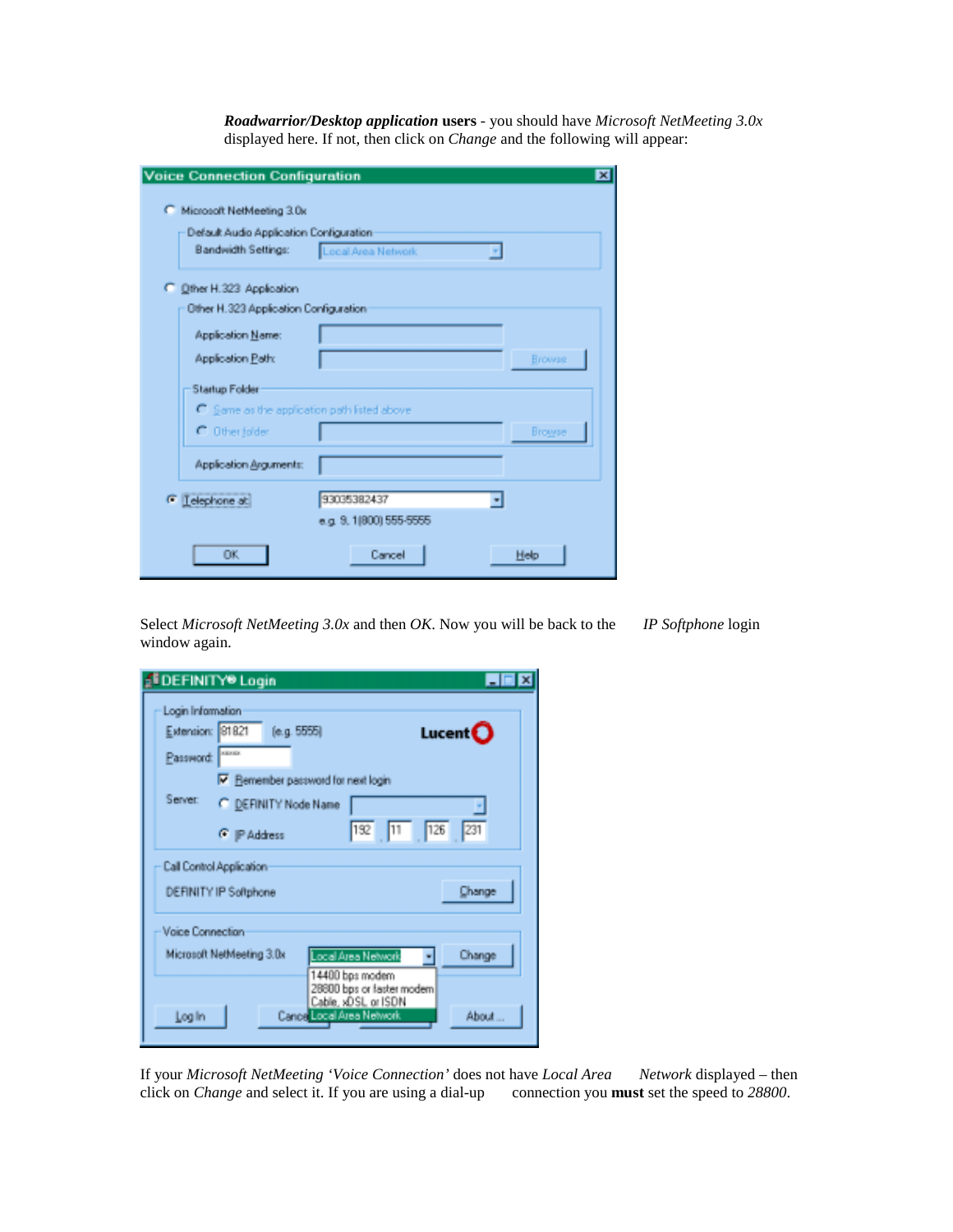***Roadwarrior/Desktop application* users** - you should have *Microsoft NetMeeting 3.0x* displayed here. If not, then click on *Change* and the following will appear:

Select *Microsoft NetMeeting 3.0x* and then *OK*. Now you will be back to the *IP Softphone* login window again.

If your *Microsoft NetMeeting 'Voice Connection'* does not have *Local Area Network* displayed – then click on *Change* and select it. If you are using a dial-up connection you **must** set the speed to *28800*.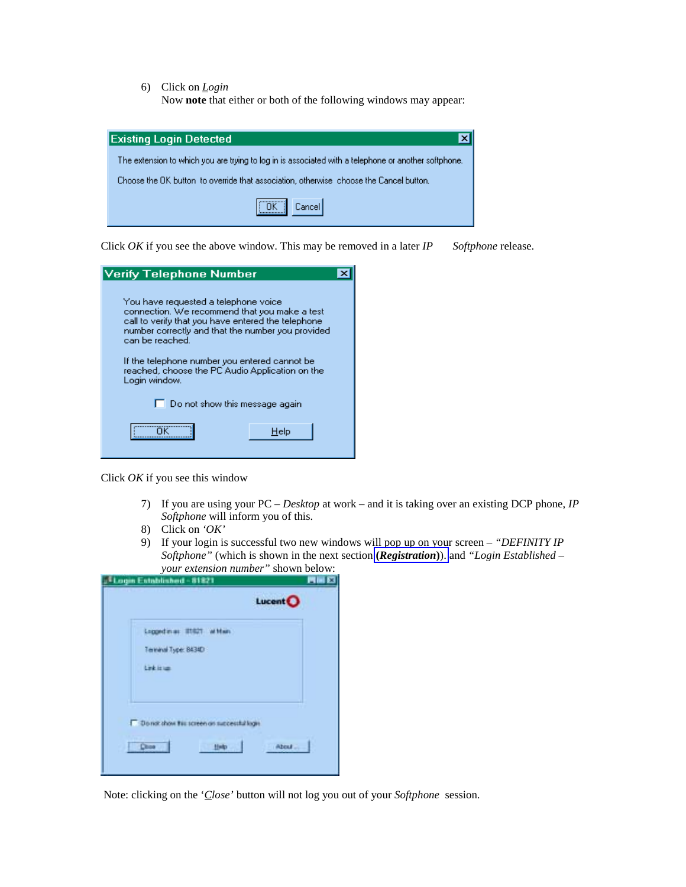6) Click on *Login*
   Now **note** that either or both of the following windows may appear:

**Existing Login Detected**

The extension to which you are trying to log in is associated with a telephone or another softphone.

Choose the OK button to override that association, otherwise choose the Cancel button.

OK | Cancel

Click *OK* if you see the above window. This may be removed in a later *IP Softphone* release.

**Verify Telephone Number**

You have requested a telephone voice connection. We recommend that you make a test call to verify that you have entered the telephone number correctly and that the number you provided can be reached.

If the telephone number you entered cannot be reached, choose the PC Audio Application on the Login window.

☐ Do not show this message again

OK | Help

Click *OK* if you see this window

7) If you are using your PC – *Desktop* at work – and it is taking over an existing DCP phone, *IP Softphone* will inform you of this.
8) Click on *'OK'*
9) If your login is successful two new windows will pop up on your screen – *"DEFINITY IP Softphone"* (which is shown in the next section ***(Registration)***). and *"Login Established – your extension number"* shown below:

**Login Established - 81821**

Lucent

Logged in as: 81821 at Main

Terminal Type: 8434D

Link is up

☐ Do not show this screen on successful login

Close | Help | About ...

Note: clicking on the '*Close'* button will not log you out of your *Softphone* session.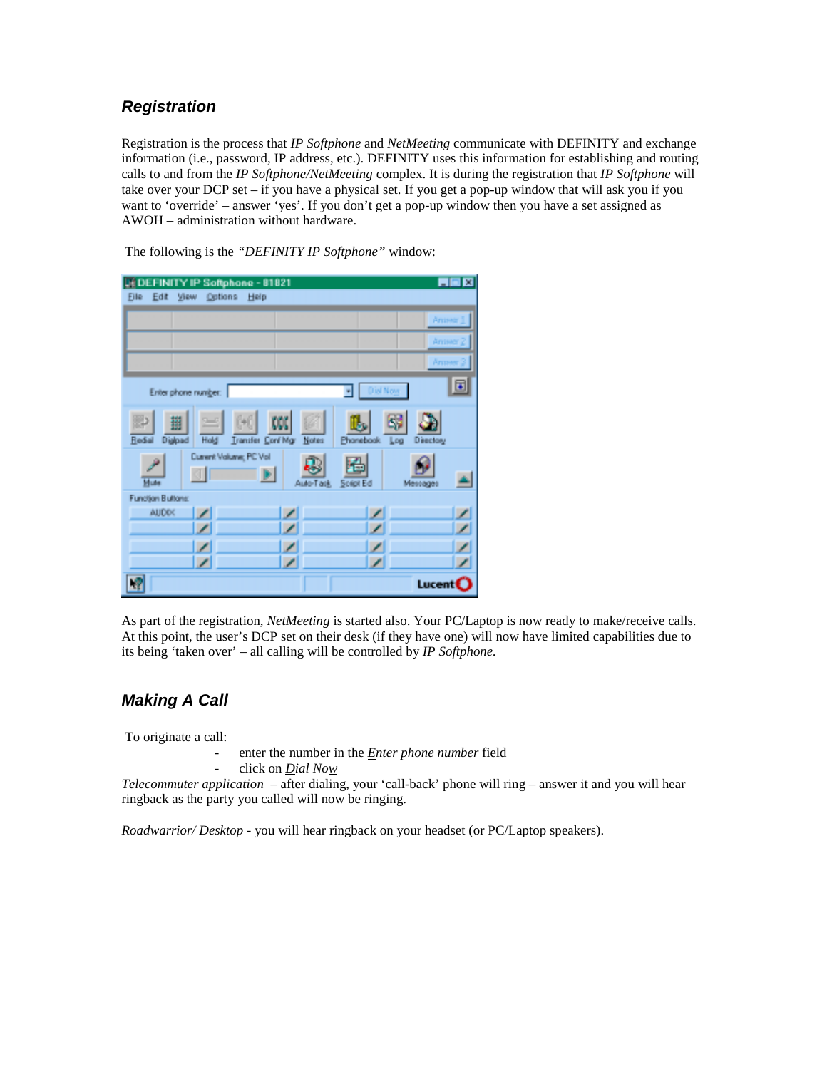### *Registration*

Registration is the process that *IP Softphone* and *NetMeeting* communicate with DEFINITY and exchange information (i.e., password, IP address, etc.). DEFINITY uses this information for establishing and routing calls to and from the *IP Softphone/NetMeeting* complex. It is during the registration that *IP Softphone* will take over your DCP set – if you have a physical set. If you get a pop-up window that will ask you if you want to 'override' – answer 'yes'. If you don't get a pop-up window then you have a set assigned as AWOH – administration without hardware.

The following is the *"DEFINITY IP Softphone"* window:

As part of the registration, *NetMeeting* is started also. Your PC/Laptop is now ready to make/receive calls. At this point, the user's DCP set on their desk (if they have one) will now have limited capabilities due to its being 'taken over' – all calling will be controlled by *IP Softphone.*

### *Making A Call*

To originate a call:

- enter the number in the *Enter phone number* field
- click on *Dial Now*

*Telecommuter application* – after dialing, your 'call-back' phone will ring – answer it and you will hear ringback as the party you called will now be ringing.

*Roadwarrior/ Desktop* - you will hear ringback on your headset (or PC/Laptop speakers).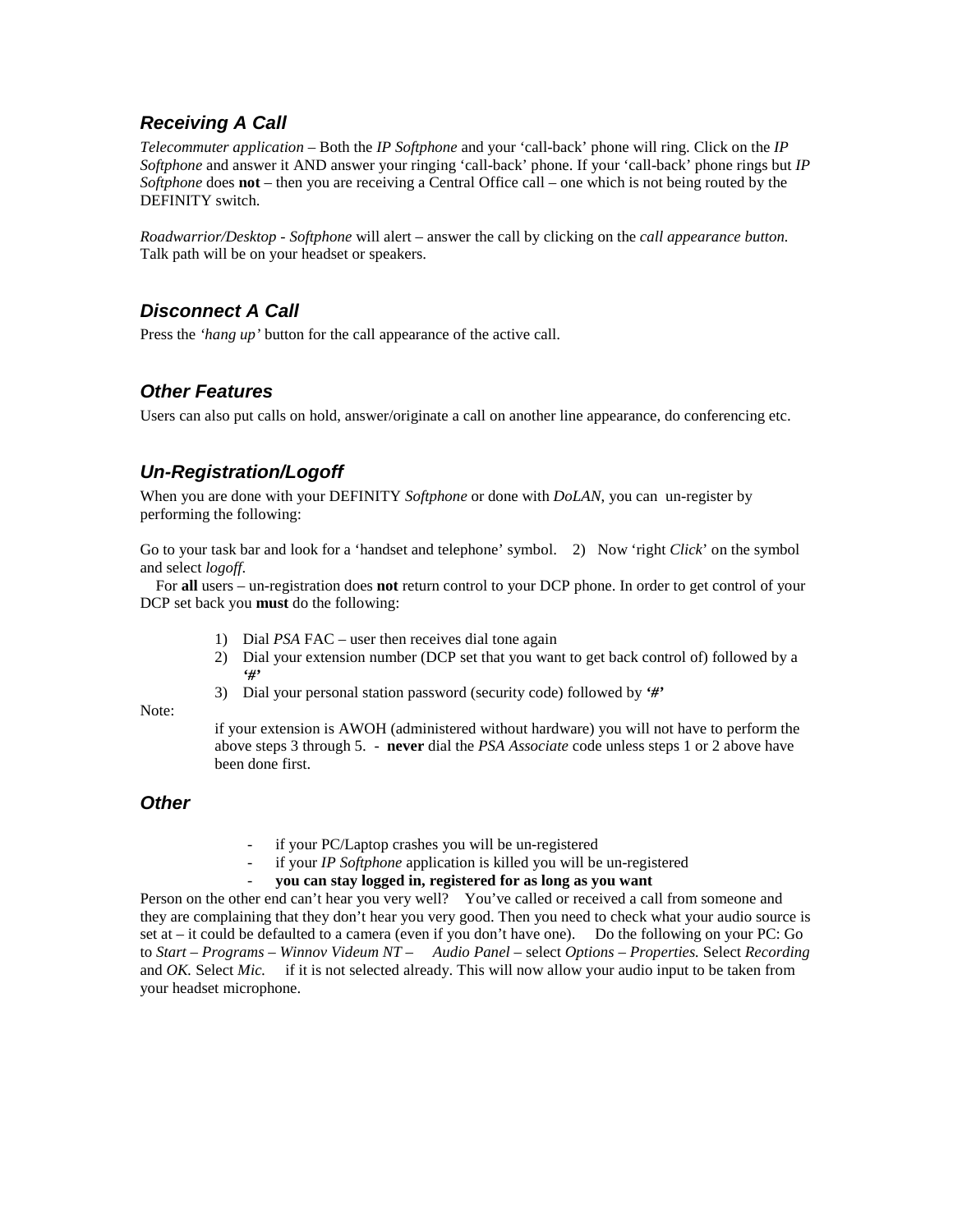### *Receiving A Call*

*Telecommuter application* – Both the *IP Softphone* and your 'call-back' phone will ring. Click on the *IP Softphone* and answer it AND answer your ringing 'call-back' phone. If your 'call-back' phone rings but *IP Softphone* does **not** – then you are receiving a Central Office call – one which is not being routed by the DEFINITY switch.

*Roadwarrior/Desktop* - *Softphone* will alert – answer the call by clicking on the *call appearance button.* Talk path will be on your headset or speakers.

### *Disconnect A Call*

Press the *'hang up'* button for the call appearance of the active call.

### *Other Features*

Users can also put calls on hold, answer/originate a call on another line appearance, do conferencing etc.

### *Un-Registration/Logoff*

When you are done with your DEFINITY *Softphone* or done with *DoLAN*, you can un-register by performing the following:

Go to your task bar and look for a 'handset and telephone' symbol. 2) Now 'right *Click*' on the symbol and select *logoff*.

For **all** users – un-registration does **not** return control to your DCP phone. In order to get control of your DCP set back you **must** do the following:

1) Dial *PSA* FAC – user then receives dial tone again
2) Dial your extension number (DCP set that you want to get back control of) followed by a **'#'**
3) Dial your personal station password (security code) followed by **'#'**

Note:

if your extension is AWOH (administered without hardware) you will not have to perform the above steps 3 through 5. - **never** dial the *PSA Associate* code unless steps 1 or 2 above have been done first.

### *Other*

- if your PC/Laptop crashes you will be un-registered
- if your *IP Softphone* application is killed you will be un-registered
- **you can stay logged in, registered for as long as you want**

Person on the other end can't hear you very well? You've called or received a call from someone and they are complaining that they don't hear you very good. Then you need to check what your audio source is set at – it could be defaulted to a camera (even if you don't have one). Do the following on your PC: Go to *Start – Programs – Winnov Videum NT – Audio Panel* – select *Options – Properties.* Select *Recording* and *OK.* Select *Mic.* if it is not selected already. This will now allow your audio input to be taken from your headset microphone.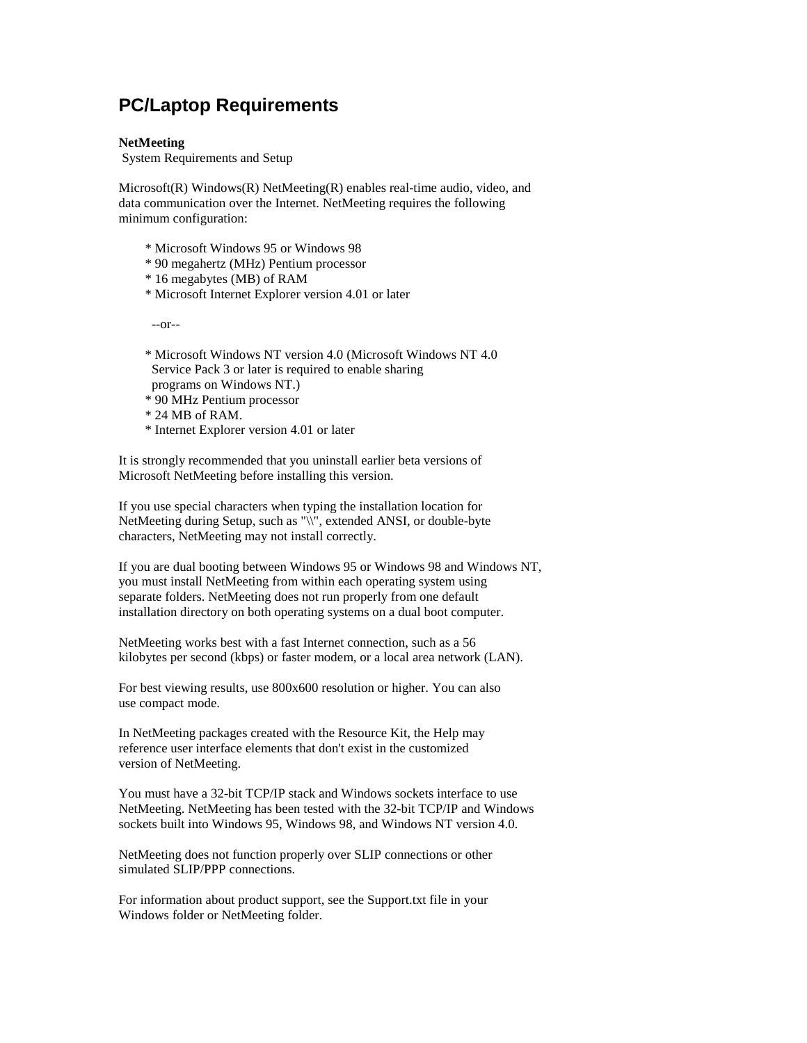## PC/Laptop Requirements

**NetMeeting**
System Requirements and Setup

Microsoft(R) Windows(R) NetMeeting(R) enables real-time audio, video, and data communication over the Internet. NetMeeting requires the following minimum configuration:

* Microsoft Windows 95 or Windows 98
* 90 megahertz (MHz) Pentium processor
* 16 megabytes (MB) of RAM
* Microsoft Internet Explorer version 4.01 or later

--or--

* Microsoft Windows NT version 4.0 (Microsoft Windows NT 4.0 Service Pack 3 or later is required to enable sharing programs on Windows NT.)
* 90 MHz Pentium processor
* 24 MB of RAM.
* Internet Explorer version 4.01 or later

It is strongly recommended that you uninstall earlier beta versions of Microsoft NetMeeting before installing this version.

If you use special characters when typing the installation location for NetMeeting during Setup, such as "\\", extended ANSI, or double-byte characters, NetMeeting may not install correctly.

If you are dual booting between Windows 95 or Windows 98 and Windows NT, you must install NetMeeting from within each operating system using separate folders. NetMeeting does not run properly from one default installation directory on both operating systems on a dual boot computer.

NetMeeting works best with a fast Internet connection, such as a 56 kilobytes per second (kbps) or faster modem, or a local area network (LAN).

For best viewing results, use 800x600 resolution or higher. You can also use compact mode.

In NetMeeting packages created with the Resource Kit, the Help may reference user interface elements that don't exist in the customized version of NetMeeting.

You must have a 32-bit TCP/IP stack and Windows sockets interface to use NetMeeting. NetMeeting has been tested with the 32-bit TCP/IP and Windows sockets built into Windows 95, Windows 98, and Windows NT version 4.0.

NetMeeting does not function properly over SLIP connections or other simulated SLIP/PPP connections.

For information about product support, see the Support.txt file in your Windows folder or NetMeeting folder.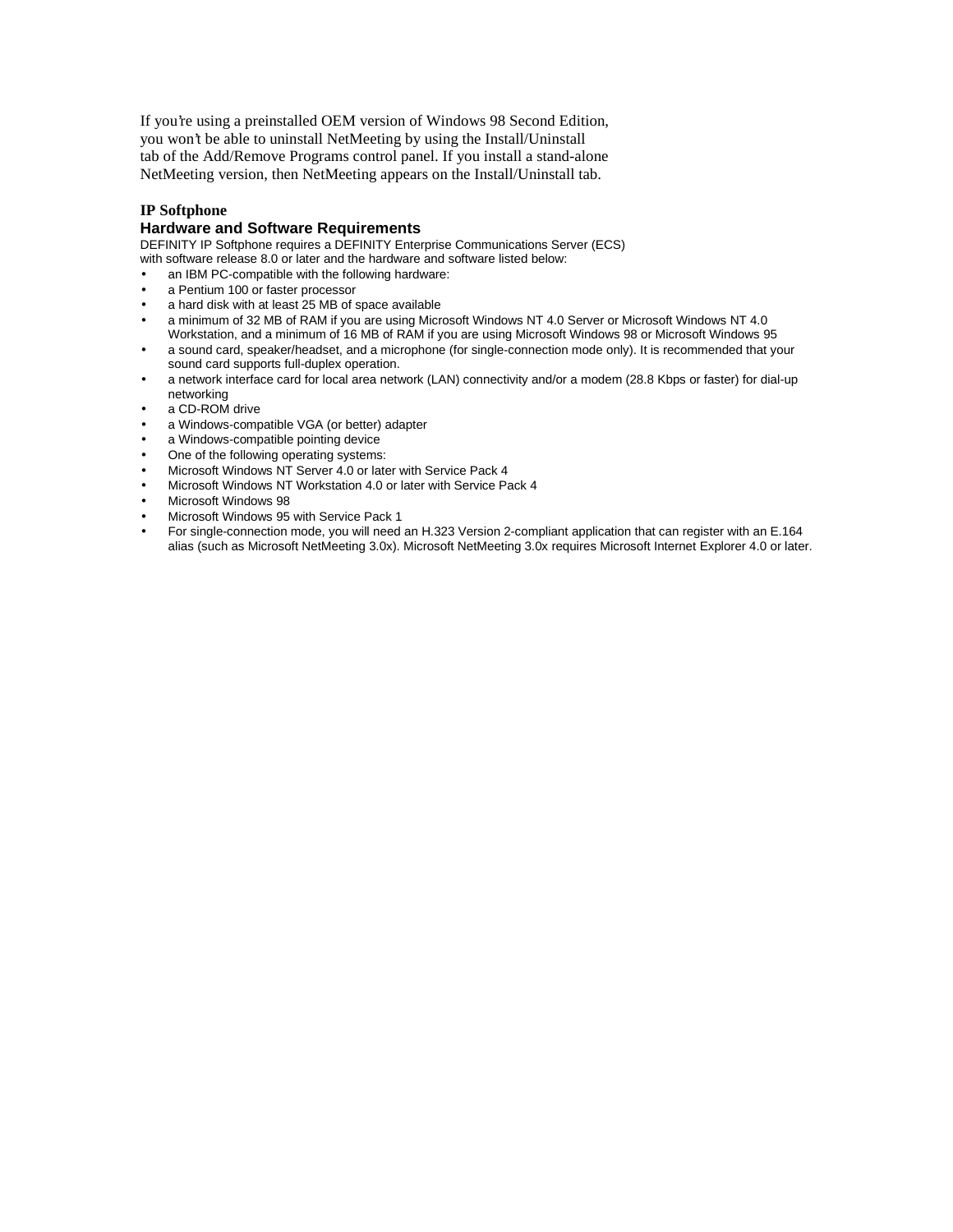If you're using a preinstalled OEM version of Windows 98 Second Edition, you won't be able to uninstall NetMeeting by using the Install/Uninstall tab of the Add/Remove Programs control panel. If you install a stand-alone NetMeeting version, then NetMeeting appears on the Install/Uninstall tab.

**IP Softphone**

### Hardware and Software Requirements

DEFINITY IP Softphone requires a DEFINITY Enterprise Communications Server (ECS) with software release 8.0 or later and the hardware and software listed below:

- an IBM PC-compatible with the following hardware:
- a Pentium 100 or faster processor
- a hard disk with at least 25 MB of space available
- a minimum of 32 MB of RAM if you are using Microsoft Windows NT 4.0 Server or Microsoft Windows NT 4.0 Workstation, and a minimum of 16 MB of RAM if you are using Microsoft Windows 98 or Microsoft Windows 95
- a sound card, speaker/headset, and a microphone (for single-connection mode only). It is recommended that your sound card supports full-duplex operation.
- a network interface card for local area network (LAN) connectivity and/or a modem (28.8 Kbps or faster) for dial-up networking
- a CD-ROM drive
- a Windows-compatible VGA (or better) adapter
- a Windows-compatible pointing device
- One of the following operating systems:
- Microsoft Windows NT Server 4.0 or later with Service Pack 4
- Microsoft Windows NT Workstation 4.0 or later with Service Pack 4
- Microsoft Windows 98
- Microsoft Windows 95 with Service Pack 1
- For single-connection mode, you will need an H.323 Version 2-compliant application that can register with an E.164 alias (such as Microsoft NetMeeting 3.0x). Microsoft NetMeeting 3.0x requires Microsoft Internet Explorer 4.0 or later.